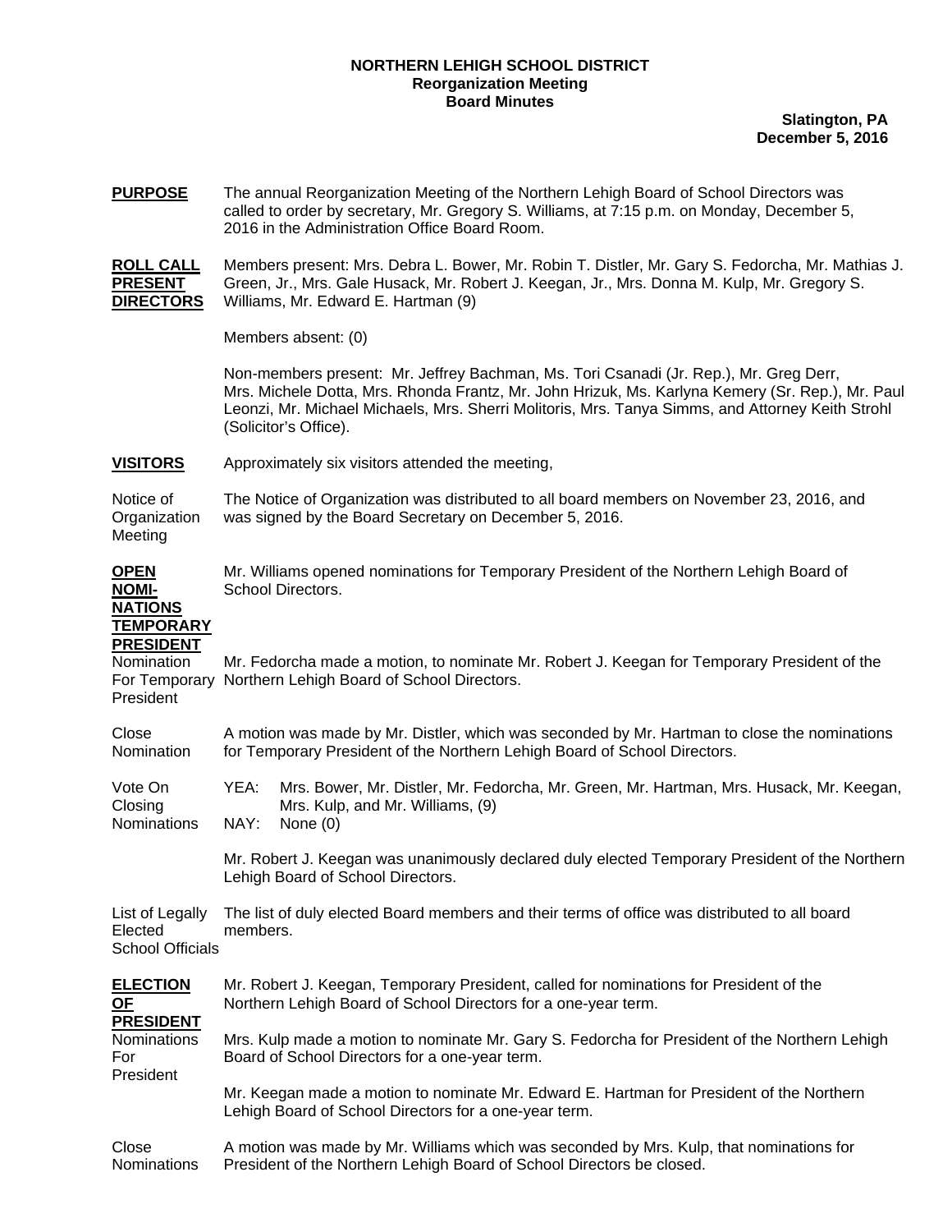**NORTHERN LEHIGH SCHOOL DISTRICT**
**Reorganization Meeting**
**Board Minutes**

**Slatington, PA**
**December 5, 2016**

**PURPOSE**

The annual Reorganization Meeting of the Northern Lehigh Board of School Directors was called to order by secretary, Mr. Gregory S. Williams, at 7:15 p.m. on Monday, December 5, 2016 in the Administration Office Board Room.

**ROLL CALL PRESENT DIRECTORS**

Members present: Mrs. Debra L. Bower, Mr. Robin T. Distler, Mr. Gary S. Fedorcha, Mr. Mathias J. Green, Jr., Mrs. Gale Husack, Mr. Robert J. Keegan, Jr., Mrs. Donna M. Kulp, Mr. Gregory S. Williams, Mr. Edward E. Hartman (9)

Members absent: (0)

Non-members present: Mr. Jeffrey Bachman, Ms. Tori Csanadi (Jr. Rep.), Mr. Greg Derr, Mrs. Michele Dotta, Mrs. Rhonda Frantz, Mr. John Hrizuk, Ms. Karlyna Kemery (Sr. Rep.), Mr. Paul Leonzi, Mr. Michael Michaels, Mrs. Sherri Molitoris, Mrs. Tanya Simms, and Attorney Keith Strohl (Solicitor's Office).

**VISITORS**

Approximately six visitors attended the meeting,

Notice of Organization Meeting

The Notice of Organization was distributed to all board members on November 23, 2016, and was signed by the Board Secretary on December 5, 2016.

**OPEN NOMINATIONS TEMPORARY PRESIDENT**

Mr. Williams opened nominations for Temporary President of the Northern Lehigh Board of School Directors.

Nomination For Temporary President

Mr. Fedorcha made a motion, to nominate Mr. Robert J. Keegan for Temporary President of the Northern Lehigh Board of School Directors.

Close Nomination

A motion was made by Mr. Distler, which was seconded by Mr. Hartman to close the nominations for Temporary President of the Northern Lehigh Board of School Directors.

Vote On Closing Nominations

YEA: Mrs. Bower, Mr. Distler, Mr. Fedorcha, Mr. Green, Mr. Hartman, Mrs. Husack, Mr. Keegan, Mrs. Kulp, and Mr. Williams, (9)
NAY: None (0)

Mr. Robert J. Keegan was unanimously declared duly elected Temporary President of the Northern Lehigh Board of School Directors.

List of Legally Elected School Officials

The list of duly elected Board members and their terms of office was distributed to all board members.

**ELECTION OF PRESIDENT**

Mr. Robert J. Keegan, Temporary President, called for nominations for President of the Northern Lehigh Board of School Directors for a one-year term.

Nominations For President

Mrs. Kulp made a motion to nominate Mr. Gary S. Fedorcha for President of the Northern Lehigh Board of School Directors for a one-year term.

Mr. Keegan made a motion to nominate Mr. Edward E. Hartman for President of the Northern Lehigh Board of School Directors for a one-year term.

Close Nominations

A motion was made by Mr. Williams which was seconded by Mrs. Kulp, that nominations for President of the Northern Lehigh Board of School Directors be closed.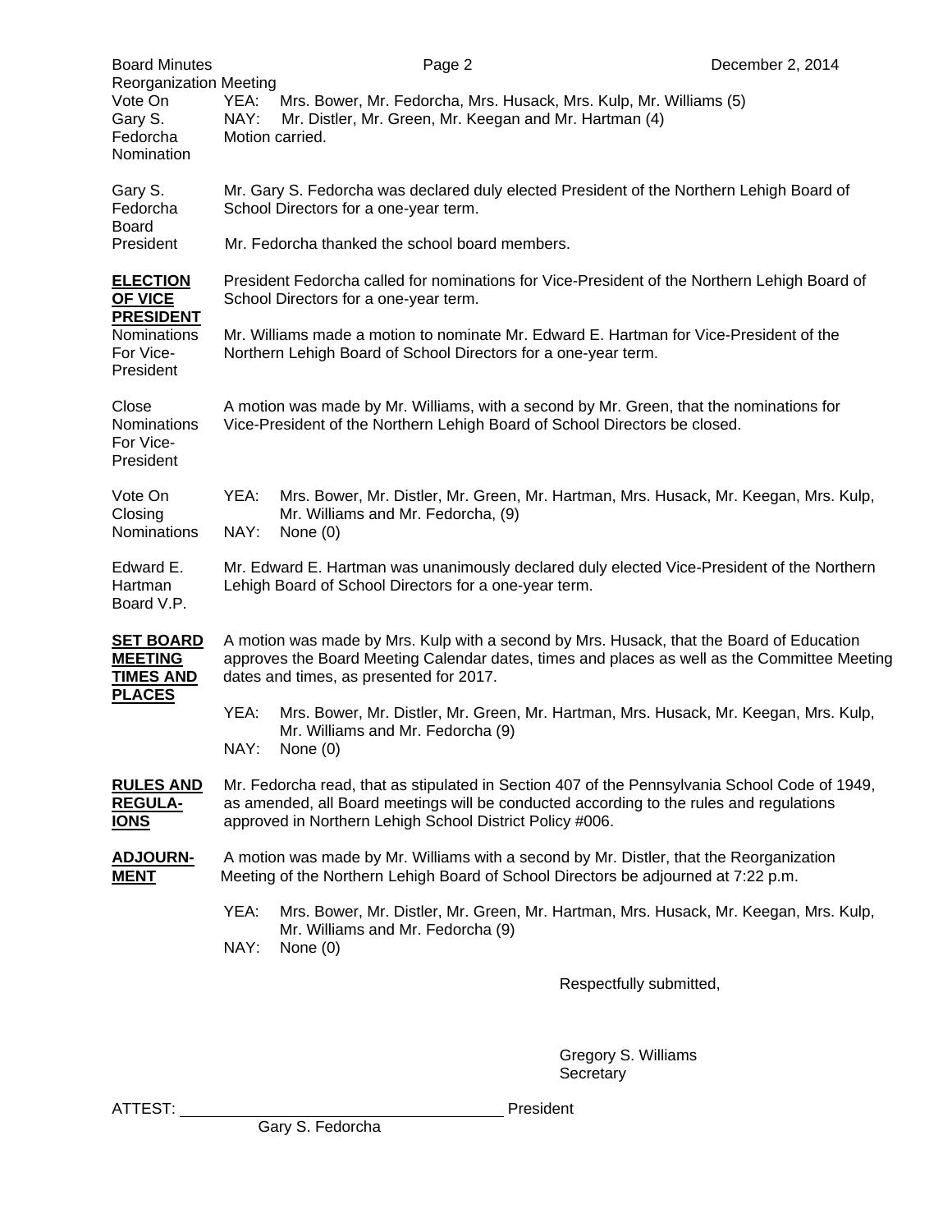Reorganization Meeting

**Vote On Gary S. Fedorcha Nomination**

YEA: Mrs. Bower, Mr. Fedorcha, Mrs. Husack, Mrs. Kulp, Mr. Williams (5)
NAY: Mr. Distler, Mr. Green, Mr. Keegan and Mr. Hartman (4)
Motion carried.

**Gary S. Fedorcha Board President**

Mr. Gary S. Fedorcha was declared duly elected President of the Northern Lehigh Board of School Directors for a one-year term.

Mr. Fedorcha thanked the school board members.

**ELECTION OF VICE PRESIDENT**

President Fedorcha called for nominations for Vice-President of the Northern Lehigh Board of School Directors for a one-year term.

**Nominations For Vice-President**

Mr. Williams made a motion to nominate Mr. Edward E. Hartman for Vice-President of the Northern Lehigh Board of School Directors for a one-year term.

**Close Nominations For Vice-President**

A motion was made by Mr. Williams, with a second by Mr. Green, that the nominations for Vice-President of the Northern Lehigh Board of School Directors be closed.

**Vote On Closing Nominations**

YEA: Mrs. Bower, Mr. Distler, Mr. Green, Mr. Hartman, Mrs. Husack, Mr. Keegan, Mrs. Kulp, Mr. Williams and Mr. Fedorcha, (9)
NAY: None (0)

**Edward E. Hartman Board V.P.**

Mr. Edward E. Hartman was unanimously declared duly elected Vice-President of the Northern Lehigh Board of School Directors for a one-year term.

**SET BOARD MEETING TIMES AND PLACES**

A motion was made by Mrs. Kulp with a second by Mrs. Husack, that the Board of Education approves the Board Meeting Calendar dates, times and places as well as the Committee Meeting dates and times, as presented for 2017.

YEA: Mrs. Bower, Mr. Distler, Mr. Green, Mr. Hartman, Mrs. Husack, Mr. Keegan, Mrs. Kulp, Mr. Williams and Mr. Fedorcha (9)
NAY: None (0)

**RULES AND REGULA-IONS**

Mr. Fedorcha read, that as stipulated in Section 407 of the Pennsylvania School Code of 1949, as amended, all Board meetings will be conducted according to the rules and regulations approved in Northern Lehigh School District Policy #006.

**ADJOURN-MENT**

A motion was made by Mr. Williams with a second by Mr. Distler, that the Reorganization Meeting of the Northern Lehigh Board of School Directors be adjourned at 7:22 p.m.

YEA: Mrs. Bower, Mr. Distler, Mr. Green, Mr. Hartman, Mrs. Husack, Mr. Keegan, Mrs. Kulp, Mr. Williams and Mr. Fedorcha (9)
NAY: None (0)

Respectfully submitted,

Gregory S. Williams
Secretary

ATTEST: ______________________________ President
Gary S. Fedorcha